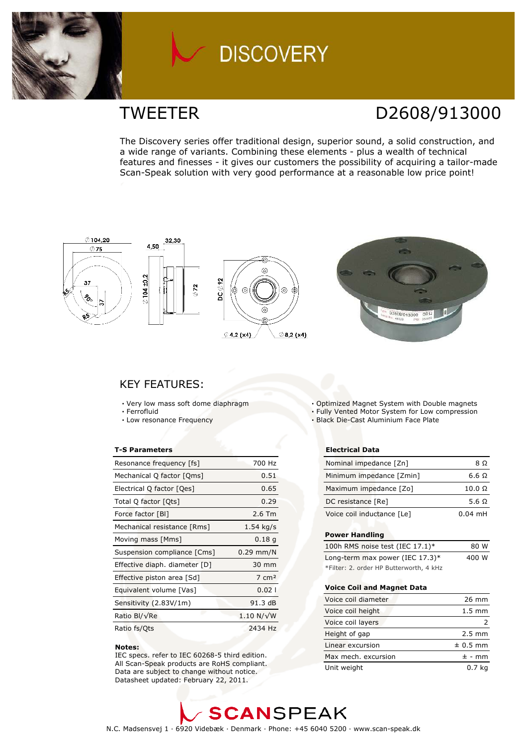# DISCOVERY

## TWEETER

## D2608/913000

The Discovery series offer traditional design, superior sound, a solid construction, and a wide range of variants. Combining these elements - plus a wealth of technical features and finesses - it gives our customers the possibility of acquiring a tailor-made Scan-Speak solution with very good performance at a reasonable low price point!

## KEY FEATURES:

- Very low mass soft dome diaphragm
- Ferrofluid
- Low resonance Frequency
- Optimized Magnet System with Double magnets
- Fully Vented Motor System for Low compression
- Black Die-Cast Aluminium Face Plate

**T-S Parameters**

| | |
|---|---|
| Resonance frequency [fs] | 700 Hz |
| Mechanical Q factor [Qms] | 0.51 |
| Electrical Q factor [Qes] | 0.65 |
| Total Q factor [Qts] | 0.29 |
| Force factor [Bl] | 2.6 Tm |
| Mechanical resistance [Rms] | 1.54 kg/s |
| Moving mass [Mms] | 0.18 g |
| Suspension compliance [Cms] | 0.29 mm/N |
| Effective diaph. diameter [D] | 30 mm |
| Effective piston area [Sd] | 7 cm² |
| Equivalent volume [Vas] | 0.02 l |
| Sensitivity (2.83V/1m) | 91.3 dB |
| Ratio Bl/√Re | 1.10 N/√W |
| Ratio fs/Qts | 2434 Hz |

**Notes:**
IEC specs. refer to IEC 60268-5 third edition.
All Scan-Speak products are RoHS compliant.
Data are subject to change without notice.
Datasheet updated: February 22, 2011.

**Electrical Data**

| | |
|---|---|
| Nominal impedance [Zn] | 8 Ω |
| Minimum impedance [Zmin] | 6.6 Ω |
| Maximum impedance [Zo] | 10.0 Ω |
| DC resistance [Re] | 5.6 Ω |
| Voice coil inductance [Le] | 0.04 mH |

**Power Handling**

| | |
|---|---|
| 100h RMS noise test (IEC 17.1)* | 80 W |
| Long-term max power (IEC 17.3)* | 400 W |

*Filter: 2. order HP Butterworth, 4 kHz

**Voice Coil and Magnet Data**

| | |
|---|---|
| Voice coil diameter | 26 mm |
| Voice coil height | 1.5 mm |
| Voice coil layers | 2 |
| Height of gap | 2.5 mm |
| Linear excursion | ± 0.5 mm |
| Max mech. excursion | ± - mm |
| Unit weight | 0.7 kg |

SCANSPEAK

N.C. Madsensvej 1 · 6920 Videbæk · Denmark · Phone: +45 6040 5200 · www.scan-speak.dk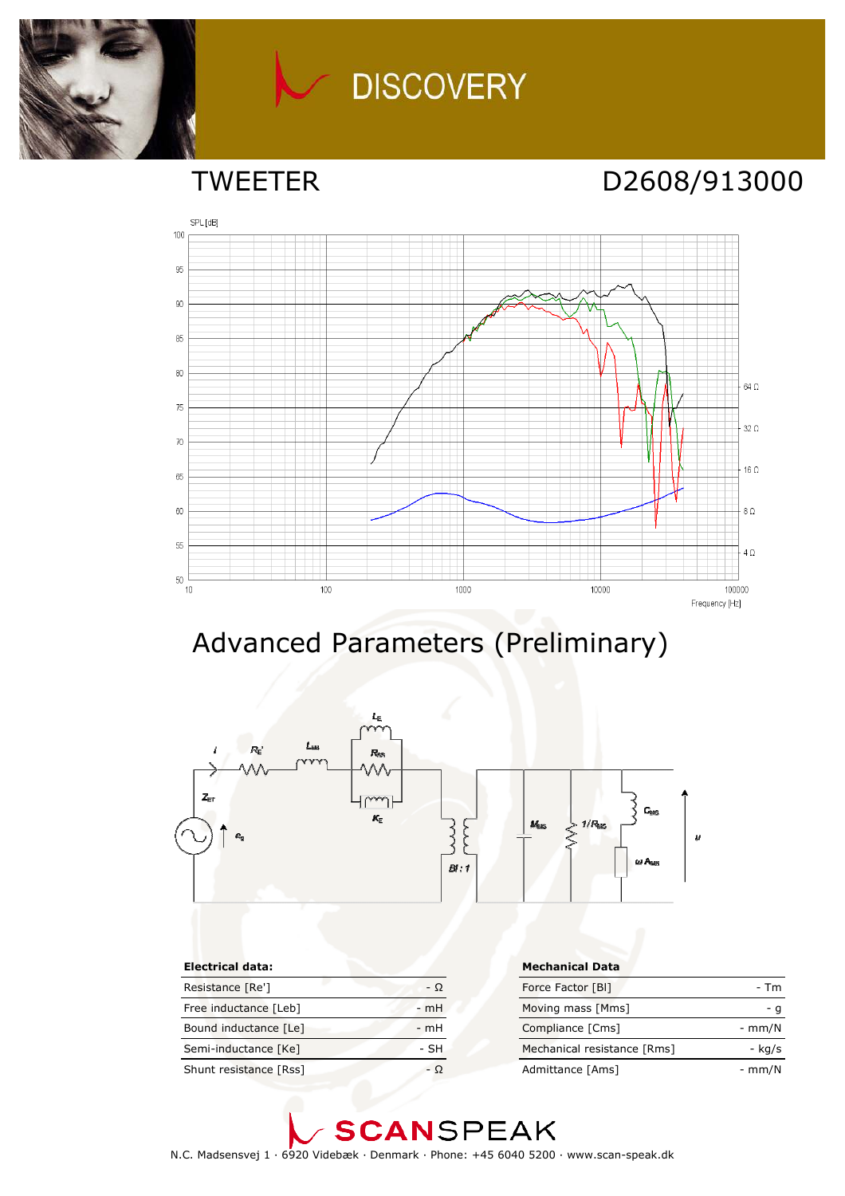DISCOVERY

# TWEETER

# D2608/913000

SPL [dB]

100
95
90
85
80
75
70
65
60
55
50

64 Ω
32 Ω
16 Ω
8 Ω
4 Ω

10
100
1000
10000
100000

Frequency [Hz]

## Advanced Parameters (Preliminary)

$L_E$
$i$
$R_E'$
$L_{EB}$
$R_{SS}$
$Z_{ET}$
$K_E$
$e_g$
$Bl : 1$
$M_{MS}$
$1/R_{MS}$
$C_{MS}$
$\omega A_{MS}$
$u$

| **Electrical data:** | |
|---|---|
| Resistance [Re'] | - Ω |
| Free inductance [Leb] | - mH |
| Bound inductance [Le] | - mH |
| Semi-inductance [Ke] | - SH |
| Shunt resistance [Rss] | - Ω |

| **Mechanical Data** | |
|---|---|
| Force Factor [Bl] | - Tm |
| Moving mass [Mms] | - g |
| Compliance [Cms] | - mm/N |
| Mechanical resistance [Rms] | - kg/s |
| Admittance [Ams] | - mm/N |

SCANSPEAK

N.C. Madsensvej 1 · 6920 Videbæk · Denmark · Phone: +45 6040 5200 · www.scan-speak.dk